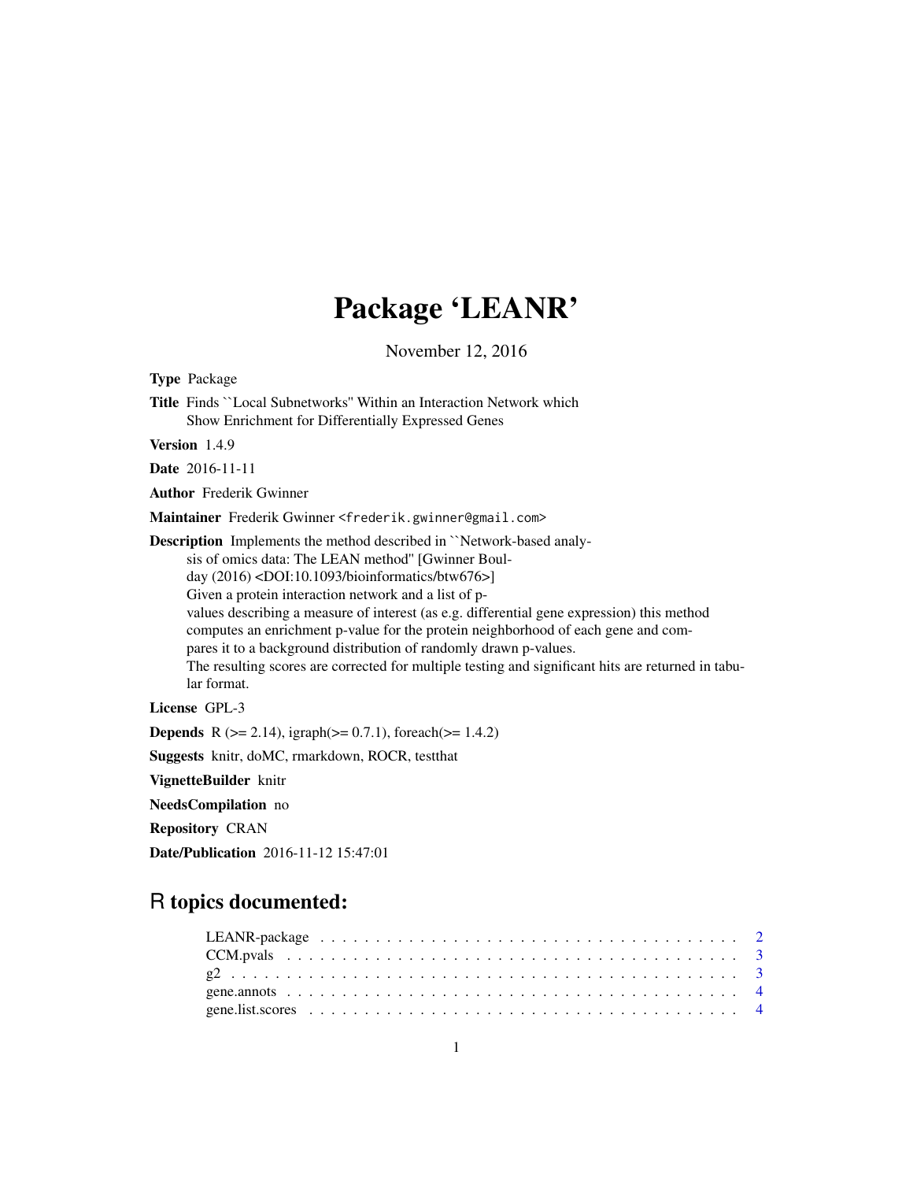# Package 'LEANR'

November 12, 2016

**Type** Package

**Title** Finds ``Local Subnetworks'' Within an Interaction Network which Show Enrichment for Differentially Expressed Genes

**Version** 1.4.9

**Date** 2016-11-11

**Author** Frederik Gwinner

**Maintainer** Frederik Gwinner <frederik.gwinner@gmail.com>

**Description** Implements the method described in ``Network-based analysis of omics data: The LEAN method'' [Gwinner Boulday (2016) <DOI:10.1093/bioinformatics/btw676>]
Given a protein interaction network and a list of p-values describing a measure of interest (as e.g. differential gene expression) this method computes an enrichment p-value for the protein neighborhood of each gene and compares it to a background distribution of randomly drawn p-values.
The resulting scores are corrected for multiple testing and significant hits are returned in tabular format.

**License** GPL-3

**Depends** R (>= 2.14), igraph(>= 0.7.1), foreach(>= 1.4.2)

**Suggests** knitr, doMC, rmarkdown, ROCR, testthat

**VignetteBuilder** knitr

**NeedsCompilation** no

**Repository** CRAN

**Date/Publication** 2016-11-12 15:47:01

## R topics documented:

| | |
|---|---|
| LEANR-package | 2 |
| CCM.pvals | 3 |
| g2 | 3 |
| gene.annots | 4 |
| gene.list.scores | 4 |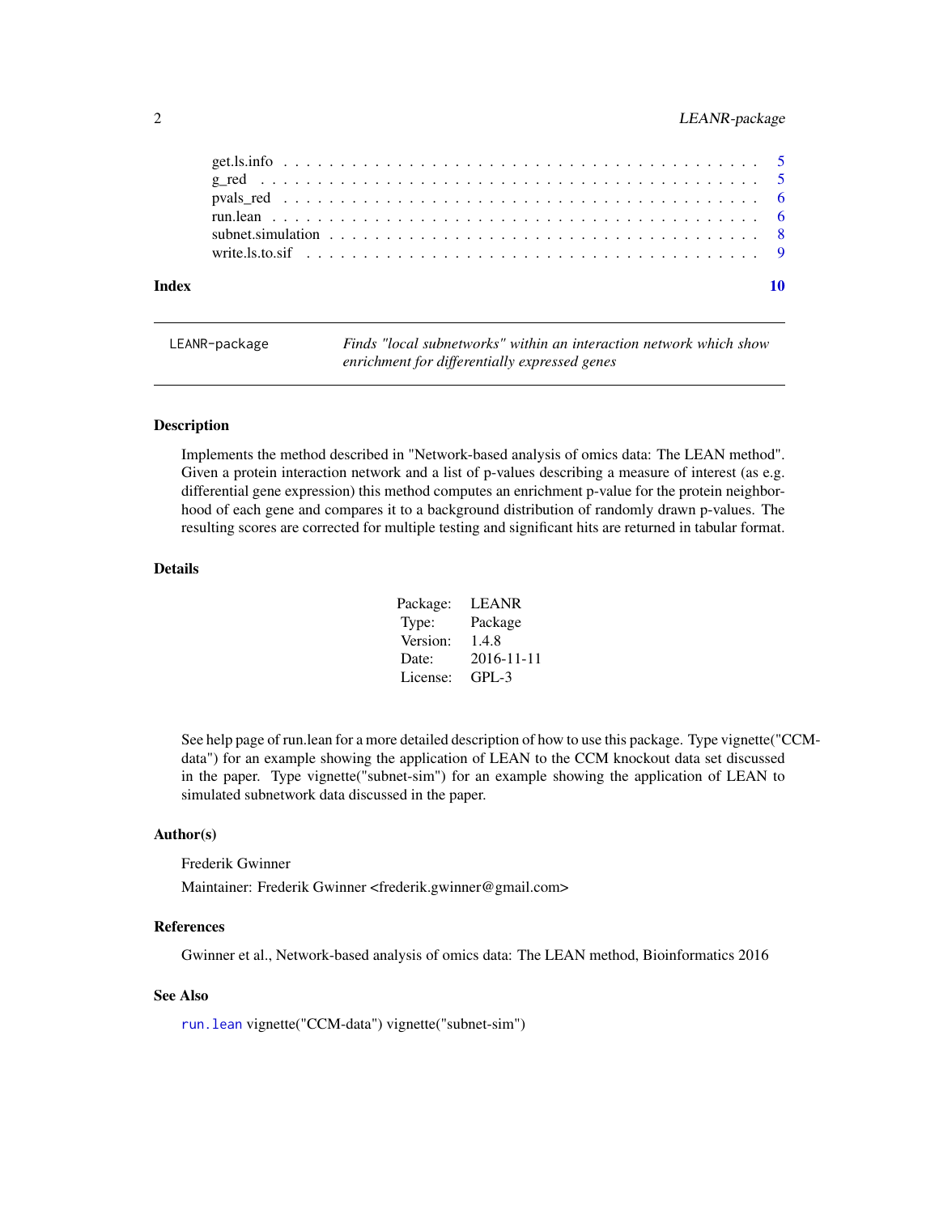get.ls.info . . . . . . . . . . . . . . . . . . . . . . . . . . . . . . . . . . . . . . . . 5
g_red . . . . . . . . . . . . . . . . . . . . . . . . . . . . . . . . . . . . . . . . . . . 5
pvals_red . . . . . . . . . . . . . . . . . . . . . . . . . . . . . . . . . . . . . . . . . 6
run.lean . . . . . . . . . . . . . . . . . . . . . . . . . . . . . . . . . . . . . . . . . . 6
subnet.simulation . . . . . . . . . . . . . . . . . . . . . . . . . . . . . . . . . . . . 8
write.ls.to.sif . . . . . . . . . . . . . . . . . . . . . . . . . . . . . . . . . . . . . . 9

**Index** **10**

---

`LEANR-package` *Finds "local subnetworks" within an interaction network which show enrichment for differentially expressed genes*

---

### Description

Implements the method described in "Network-based analysis of omics data: The LEAN method". Given a protein interaction network and a list of p-values describing a measure of interest (as e.g. differential gene expression) this method computes an enrichment p-value for the protein neighborhood of each gene and compares it to a background distribution of randomly drawn p-values. The resulting scores are corrected for multiple testing and significant hits are returned in tabular format.

### Details

| | |
|---|---|
| Package: | LEANR |
| Type: | Package |
| Version: | 1.4.8 |
| Date: | 2016-11-11 |
| License: | GPL-3 |

See help page of run.lean for a more detailed description of how to use this package. Type vignette("CCM-data") for an example showing the application of LEAN to the CCM knockout data set discussed in the paper. Type vignette("subnet-sim") for an example showing the application of LEAN to simulated subnetwork data discussed in the paper.

### Author(s)

Frederik Gwinner

Maintainer: Frederik Gwinner <frederik.gwinner@gmail.com>

### References

Gwinner et al., Network-based analysis of omics data: The LEAN method, Bioinformatics 2016

### See Also

`run.lean` vignette("CCM-data") vignette("subnet-sim")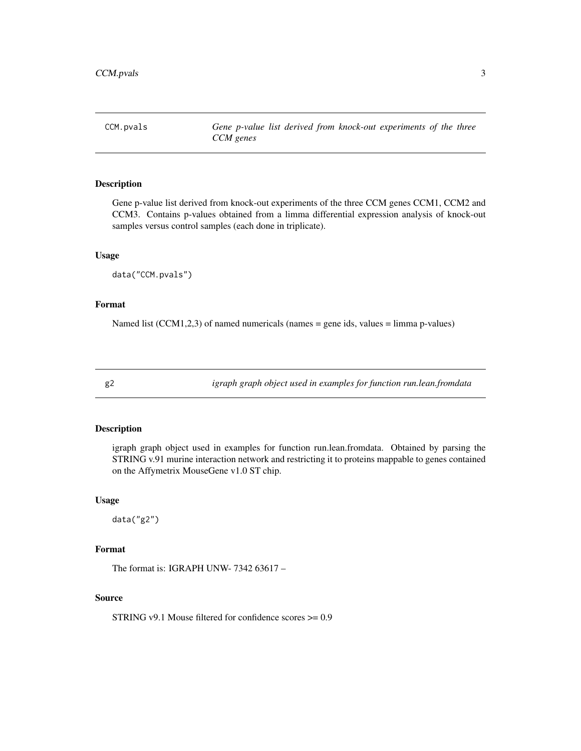## CCM.pvals

*Gene p-value list derived from knock-out experiments of the three CCM genes*

### Description

Gene p-value list derived from knock-out experiments of the three CCM genes CCM1, CCM2 and CCM3. Contains p-values obtained from a limma differential expression analysis of knock-out samples versus control samples (each done in triplicate).

### Usage

```
data("CCM.pvals")
```

### Format

Named list (CCM1,2,3) of named numericals (names = gene ids, values = limma p-values)

## g2

*igraph graph object used in examples for function run.lean.fromdata*

### Description

igraph graph object used in examples for function run.lean.fromdata. Obtained by parsing the STRING v.91 murine interaction network and restricting it to proteins mappable to genes contained on the Affymetrix MouseGene v1.0 ST chip.

### Usage

```
data("g2")
```

### Format

The format is: IGRAPH UNW- 7342 63617 –

### Source

STRING v9.1 Mouse filtered for confidence scores >= 0.9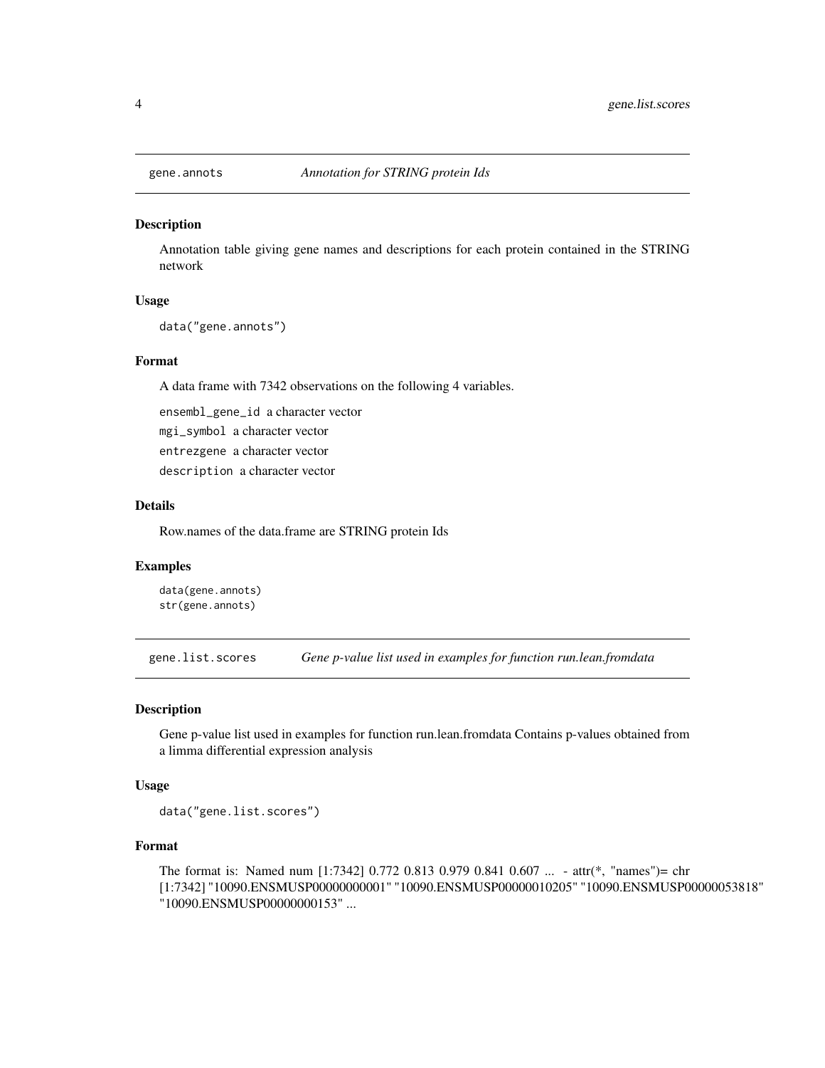## gene.annots — *Annotation for STRING protein Ids*

### Description

Annotation table giving gene names and descriptions for each protein contained in the STRING network

### Usage

```
data("gene.annots")
```

### Format

A data frame with 7342 observations on the following 4 variables.

`ensembl_gene_id` a character vector

`mgi_symbol` a character vector

`entrezgene` a character vector

`description` a character vector

### Details

Row.names of the data.frame are STRING protein Ids

### Examples

```
data(gene.annots)
str(gene.annots)
```

## gene.list.scores — *Gene p-value list used in examples for function run.lean.fromdata*

### Description

Gene p-value list used in examples for function run.lean.fromdata Contains p-values obtained from a limma differential expression analysis

### Usage

```
data("gene.list.scores")
```

### Format

The format is: Named num [1:7342] 0.772 0.813 0.979 0.841 0.607 ... - attr(*, "names")= chr [1:7342] "10090.ENSMUSP00000000001" "10090.ENSMUSP00000010205" "10090.ENSMUSP00000053818" "10090.ENSMUSP00000000153" ...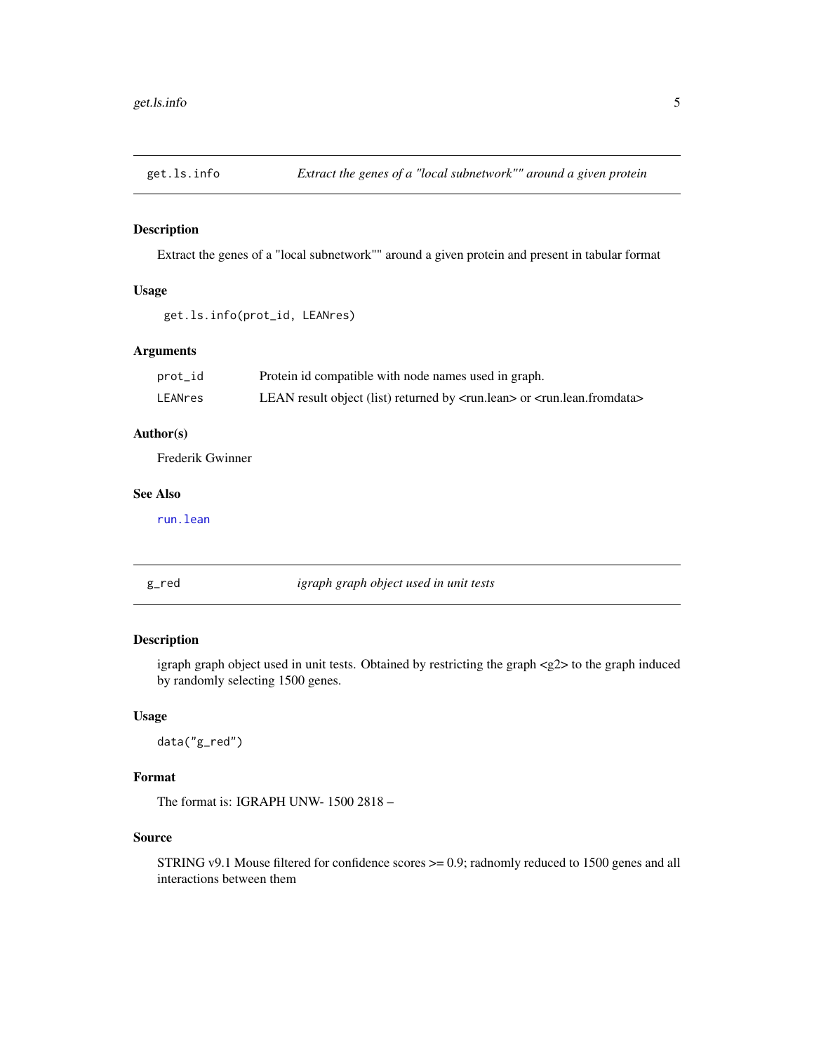## get.ls.info — *Extract the genes of a "local subnetwork"" around a given protein*

### Description

Extract the genes of a "local subnetwork"" around a given protein and present in tabular format

### Usage

```
get.ls.info(prot_id, LEANres)
```

### Arguments

| | |
|---|---|
| prot_id | Protein id compatible with node names used in graph. |
| LEANres | LEAN result object (list) returned by <run.lean> or <run.lean.fromdata> |

### Author(s)

Frederik Gwinner

### See Also

run.lean

## g_red — *igraph graph object used in unit tests*

### Description

igraph graph object used in unit tests. Obtained by restricting the graph <g2> to the graph induced by randomly selecting 1500 genes.

### Usage

```
data("g_red")
```

### Format

The format is: IGRAPH UNW- 1500 2818 –

### Source

STRING v9.1 Mouse filtered for confidence scores >= 0.9; radnomly reduced to 1500 genes and all interactions between them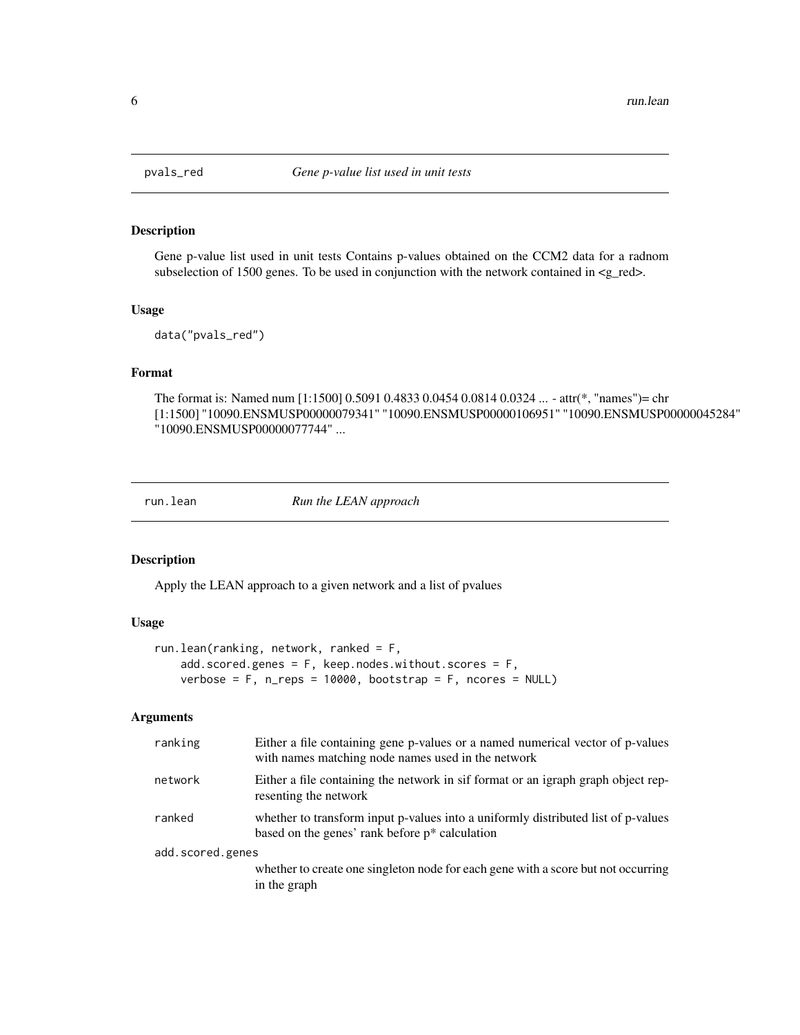## pvals_red — *Gene p-value list used in unit tests*

### Description

Gene p-value list used in unit tests Contains p-values obtained on the CCM2 data for a radnom subselection of 1500 genes. To be used in conjunction with the network contained in <g_red>.

### Usage

```
data("pvals_red")
```

### Format

The format is: Named num [1:1500] 0.5091 0.4833 0.0454 0.0814 0.0324 ... - attr(*, "names")= chr [1:1500] "10090.ENSMUSP00000079341" "10090.ENSMUSP00000106951" "10090.ENSMUSP00000045284" "10090.ENSMUSP00000077744" ...

## run.lean — *Run the LEAN approach*

### Description

Apply the LEAN approach to a given network and a list of pvalues

### Usage

```
run.lean(ranking, network, ranked = F,
    add.scored.genes = F, keep.nodes.without.scores = F,
    verbose = F, n_reps = 10000, bootstrap = F, ncores = NULL)
```

### Arguments

| Argument | Description |
| --- | --- |
| `ranking` | Either a file containing gene p-values or a named numerical vector of p-values with names matching node names used in the network |
| `network` | Either a file containing the network in sif format or an igraph graph object representing the network |
| `ranked` | whether to transform input p-values into a uniformly distributed list of p-values based on the genes' rank before p* calculation |
| `add.scored.genes` | whether to create one singleton node for each gene with a score but not occurring in the graph |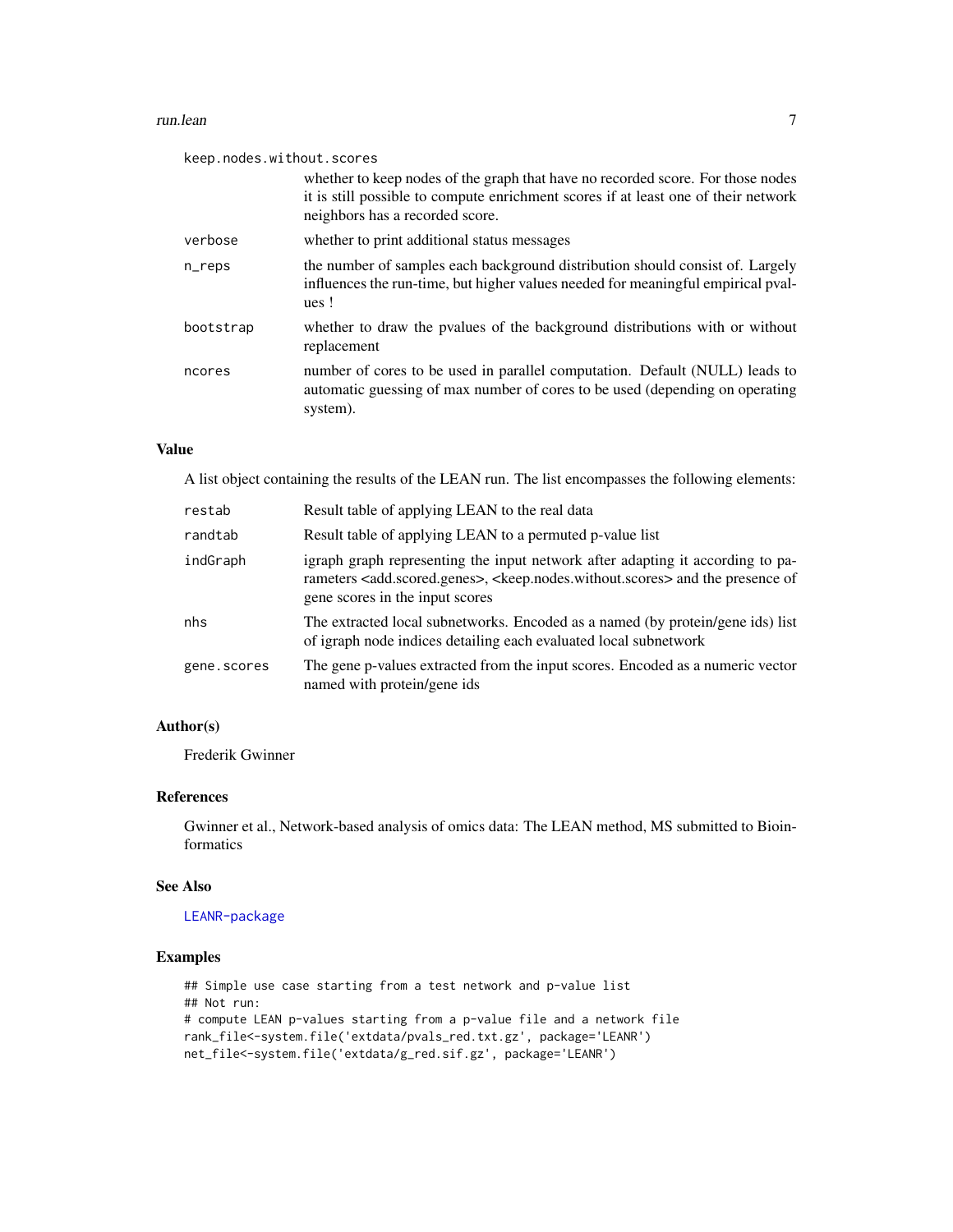| | |
|---|---|
| keep.nodes.without.scores | whether to keep nodes of the graph that have no recorded score. For those nodes it is still possible to compute enrichment scores if at least one of their network neighbors has a recorded score. |
| verbose | whether to print additional status messages |
| n_reps | the number of samples each background distribution should consist of. Largely influences the run-time, but higher values needed for meaningful empirical pvalues ! |
| bootstrap | whether to draw the pvalues of the background distributions with or without replacement |
| ncores | number of cores to be used in parallel computation. Default (NULL) leads to automatic guessing of max number of cores to be used (depending on operating system). |

### Value

A list object containing the results of the LEAN run. The list encompasses the following elements:

| | |
|---|---|
| restab | Result table of applying LEAN to the real data |
| randtab | Result table of applying LEAN to a permuted p-value list |
| indGraph | igraph graph representing the input network after adapting it according to parameters <add.scored.genes>, <keep.nodes.without.scores> and the presence of gene scores in the input scores |
| nhs | The extracted local subnetworks. Encoded as a named (by protein/gene ids) list of igraph node indices detailing each evaluated local subnetwork |
| gene.scores | The gene p-values extracted from the input scores. Encoded as a numeric vector named with protein/gene ids |

### Author(s)

Frederik Gwinner

### References

Gwinner et al., Network-based analysis of omics data: The LEAN method, MS submitted to Bioinformatics

### See Also

LEANR-package

### Examples

```
## Simple use case starting from a test network and p-value list
## Not run:
# compute LEAN p-values starting from a p-value file and a network file
rank_file<-system.file('extdata/pvals_red.txt.gz', package='LEANR')
net_file<-system.file('extdata/g_red.sif.gz', package='LEANR')
```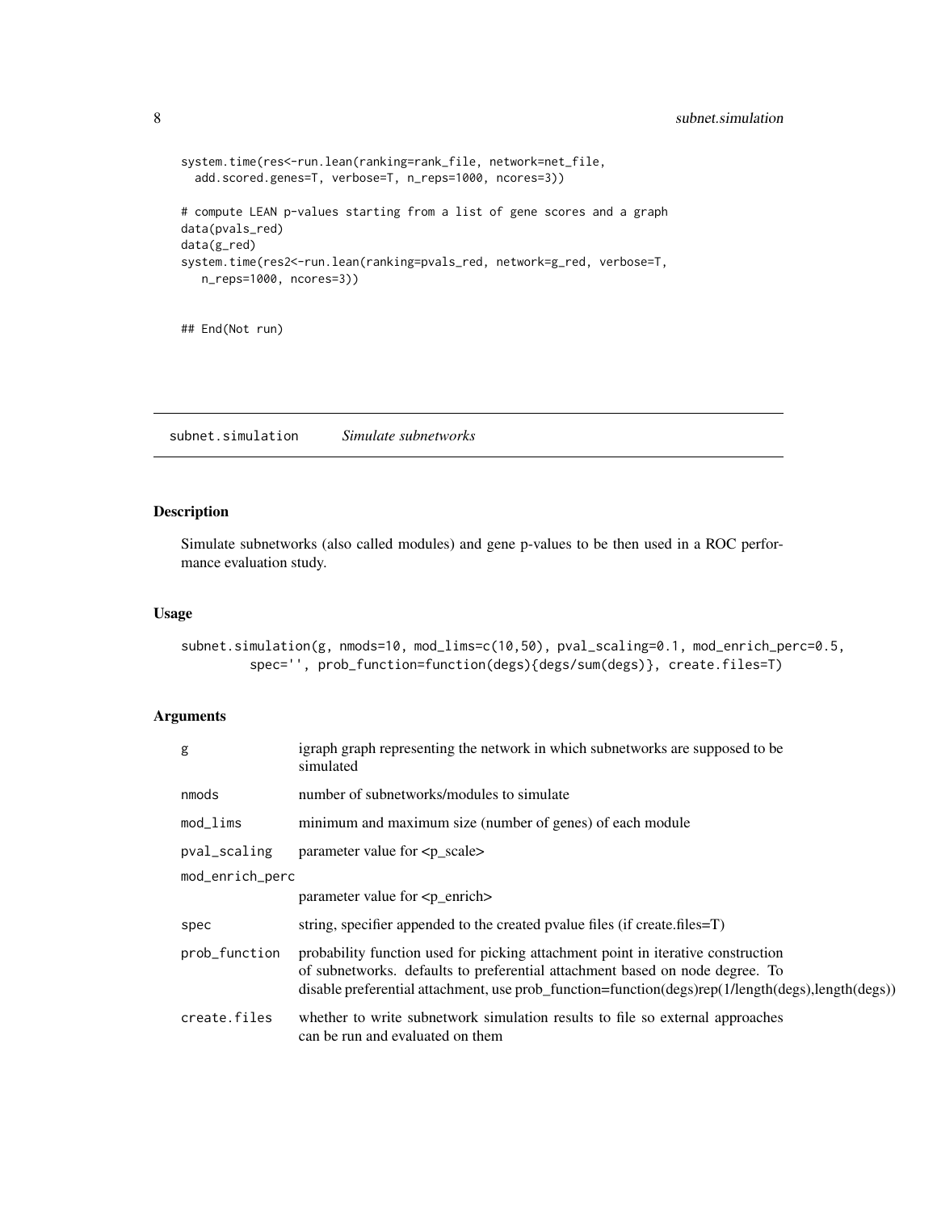```
system.time(res<-run.lean(ranking=rank_file, network=net_file,
  add.scored.genes=T, verbose=T, n_reps=1000, ncores=3))

# compute LEAN p-values starting from a list of gene scores and a graph
data(pvals_red)
data(g_red)
system.time(res2<-run.lean(ranking=pvals_red, network=g_red, verbose=T,
   n_reps=1000, ncores=3))


## End(Not run)
```

## subnet.simulation *Simulate subnetworks*

### Description

Simulate subnetworks (also called modules) and gene p-values to be then used in a ROC performance evaluation study.

### Usage

```
subnet.simulation(g, nmods=10, mod_lims=c(10,50), pval_scaling=0.1, mod_enrich_perc=0.5,
        spec='', prob_function=function(degs){degs/sum(degs)}, create.files=T)
```

### Arguments

| | |
|---|---|
| g | igraph graph representing the network in which subnetworks are supposed to be simulated |
| nmods | number of subnetworks/modules to simulate |
| mod_lims | minimum and maximum size (number of genes) of each module |
| pval_scaling | parameter value for <p_scale> |
| mod_enrich_perc | parameter value for <p_enrich> |
| spec | string, specifier appended to the created pvalue files (if create.files=T) |
| prob_function | probability function used for picking attachment point in iterative construction of subnetworks. defaults to preferential attachment based on node degree. To disable preferential attachment, use prob_function=function(degs)rep(1/length(degs),length(degs)) |
| create.files | whether to write subnetwork simulation results to file so external approaches can be run and evaluated on them |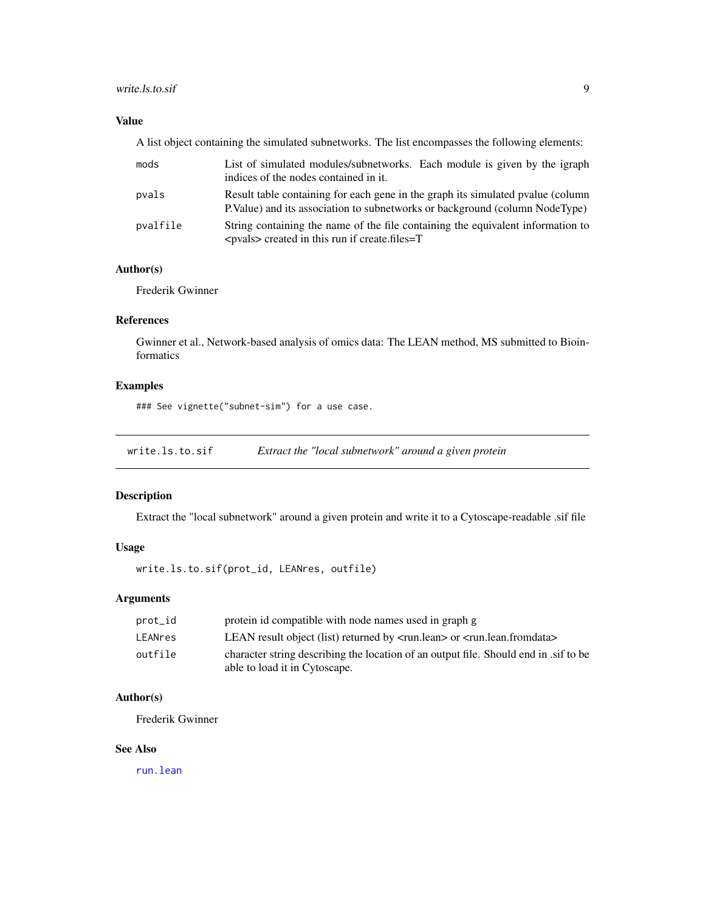## Value

A list object containing the simulated subnetworks. The list encompasses the following elements:

| | |
|---|---|
| mods | List of simulated modules/subnetworks. Each module is given by the igraph indices of the nodes contained in it. |
| pvals | Result table containing for each gene in the graph its simulated pvalue (column P.Value) and its association to subnetworks or background (column NodeType) |
| pvalfile | String containing the name of the file containing the equivalent information to <pvals> created in this run if create.files=T |

## Author(s)

Frederik Gwinner

## References

Gwinner et al., Network-based analysis of omics data: The LEAN method, MS submitted to Bioinformatics

## Examples

```
### See vignette("subnet-sim") for a use case.
```

---

# write.ls.to.sif — *Extract the "local subnetwork" around a given protein*

---

## Description

Extract the "local subnetwork" around a given protein and write it to a Cytoscape-readable .sif file

## Usage

```
write.ls.to.sif(prot_id, LEANres, outfile)
```

## Arguments

| | |
|---|---|
| prot_id | protein id compatible with node names used in graph g |
| LEANres | LEAN result object (list) returned by <run.lean> or <run.lean.fromdata> |
| outfile | character string describing the location of an output file. Should end in .sif to be able to load it in Cytoscape. |

## Author(s)

Frederik Gwinner

## See Also

run.lean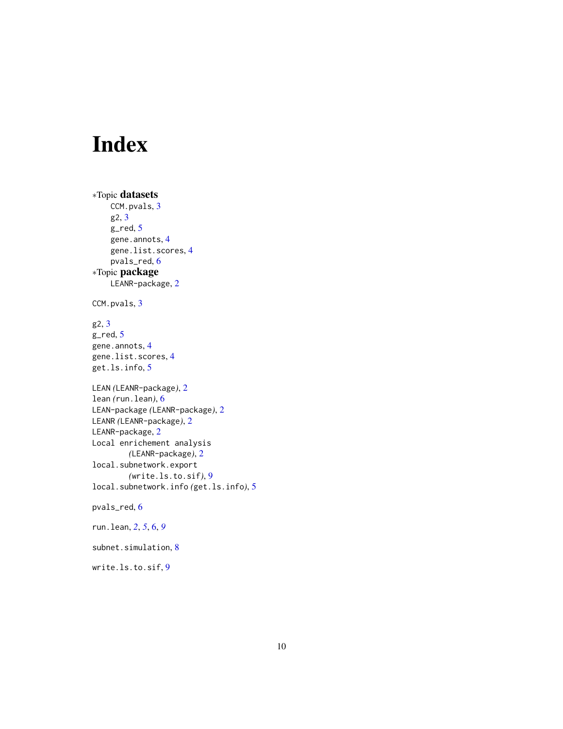# Index

∗Topic **datasets**

- CCM.pvals, 3
- g2, 3
- g_red, 5
- gene.annots, 4
- gene.list.scores, 4
- pvals_red, 6

∗Topic **package**

- LEANR-package, 2

CCM.pvals, 3

g2, 3
g_red, 5
gene.annots, 4
gene.list.scores, 4
get.ls.info, 5

LEAN *(*LEANR-package*)*, 2
lean *(*run.lean*)*, 6
LEAN-package *(*LEANR-package*)*, 2
LEANR *(*LEANR-package*)*, 2
LEANR-package, 2
Local enrichement analysis *(*LEANR-package*)*, 2
local.subnetwork.export *(*write.ls.to.sif*)*, 9
local.subnetwork.info *(*get.ls.info*)*, 5

pvals_red, 6

run.lean, *2*, *5*, 6, *9*

subnet.simulation, 8

write.ls.to.sif, 9